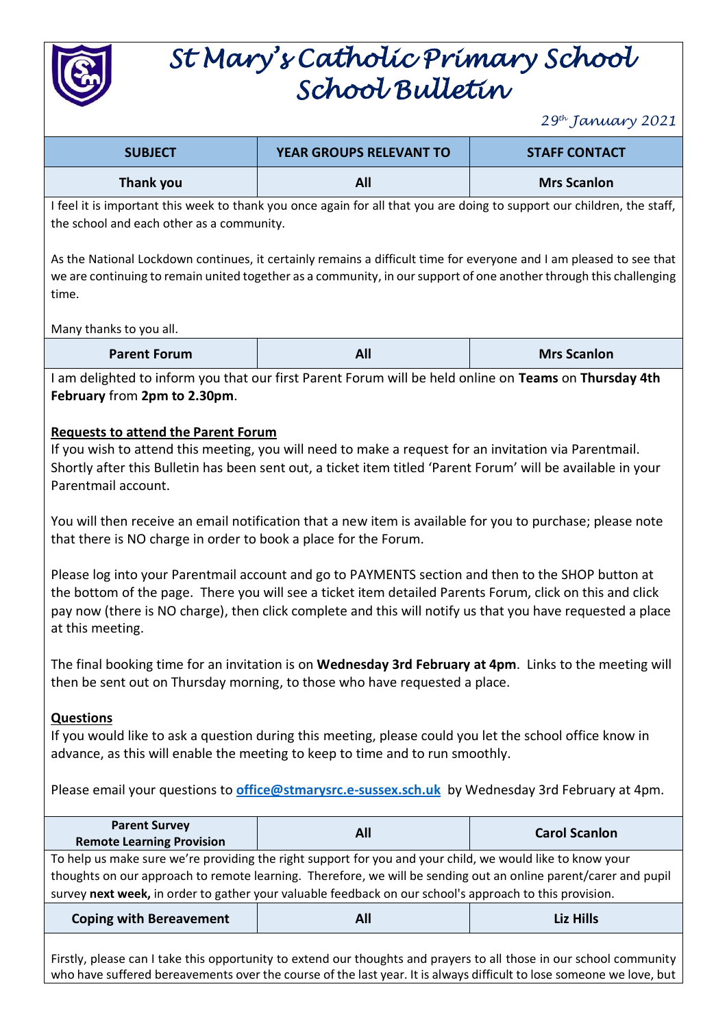# St Mary's Catholic Primary School School Bulletin

*29th January 2021*

| SUBJECT | YEAR GROUPS RELEVANT TO | STAFF CONTACT |
| --- | --- | --- |
| **Thank you** | **All** | **Mrs Scanlon** |

I feel it is important this week to thank you once again for all that you are doing to support our children, the staff, the school and each other as a community.

As the National Lockdown continues, it certainly remains a difficult time for everyone and I am pleased to see that we are continuing to remain united together as a community, in our support of one another through this challenging time.

Many thanks to you all.

| **Parent Forum** | **All** | **Mrs Scanlon** |
| --- | --- | --- |

I am delighted to inform you that our first Parent Forum will be held online on **Teams** on **Thursday 4th February** from **2pm to 2.30pm**.

**Requests to attend the Parent Forum**

If you wish to attend this meeting, you will need to make a request for an invitation via Parentmail. Shortly after this Bulletin has been sent out, a ticket item titled 'Parent Forum' will be available in your Parentmail account.

You will then receive an email notification that a new item is available for you to purchase; please note that there is NO charge in order to book a place for the Forum.

Please log into your Parentmail account and go to PAYMENTS section and then to the SHOP button at the bottom of the page. There you will see a ticket item detailed Parents Forum, click on this and click pay now (there is NO charge), then click complete and this will notify us that you have requested a place at this meeting.

The final booking time for an invitation is on **Wednesday 3rd February at 4pm**. Links to the meeting will then be sent out on Thursday morning, to those who have requested a place.

**Questions**

If you would like to ask a question during this meeting, please could you let the school office know in advance, as this will enable the meeting to keep to time and to run smoothly.

Please email your questions to **office@stmarysrc.e-sussex.sch.uk** by Wednesday 3rd February at 4pm.

| **Parent Survey Remote Learning Provision** | **All** | **Carol Scanlon** |
| --- | --- | --- |

To help us make sure we're providing the right support for you and your child, we would like to know your thoughts on our approach to remote learning. Therefore, we will be sending out an online parent/carer and pupil survey **next week,** in order to gather your valuable feedback on our school's approach to this provision.

| **Coping with Bereavement** | **All** | **Liz Hills** |
| --- | --- | --- |

Firstly, please can I take this opportunity to extend our thoughts and prayers to all those in our school community who have suffered bereavements over the course of the last year. It is always difficult to lose someone we love, but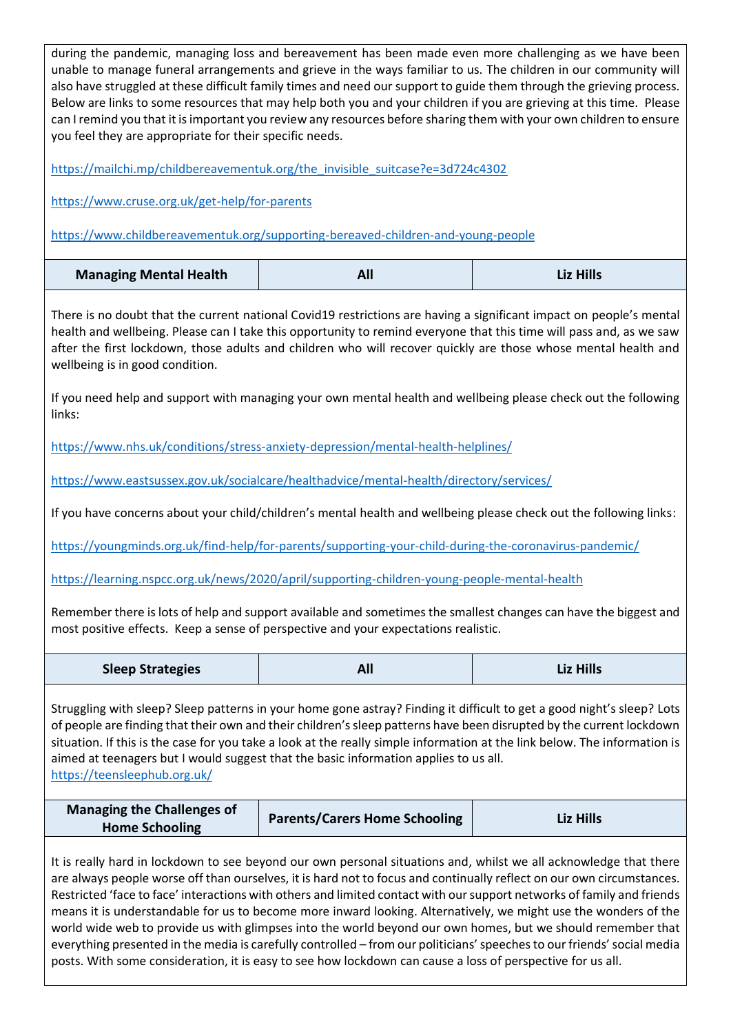during the pandemic, managing loss and bereavement has been made even more challenging as we have been unable to manage funeral arrangements and grieve in the ways familiar to us. The children in our community will also have struggled at these difficult family times and need our support to guide them through the grieving process. Below are links to some resources that may help both you and your children if you are grieving at this time. Please can I remind you that it is important you review any resources before sharing them with your own children to ensure you feel they are appropriate for their specific needs.

https://mailchi.mp/childbereavementuk.org/the_invisible_suitcase?e=3d724c4302

https://www.cruse.org.uk/get-help/for-parents

https://www.childbereavementuk.org/supporting-bereaved-children-and-young-people

| Managing Mental Health | All | Liz Hills |
|---|---|---|

There is no doubt that the current national Covid19 restrictions are having a significant impact on people's mental health and wellbeing. Please can I take this opportunity to remind everyone that this time will pass and, as we saw after the first lockdown, those adults and children who will recover quickly are those whose mental health and wellbeing is in good condition.

If you need help and support with managing your own mental health and wellbeing please check out the following links:

https://www.nhs.uk/conditions/stress-anxiety-depression/mental-health-helplines/

https://www.eastsussex.gov.uk/socialcare/healthadvice/mental-health/directory/services/

If you have concerns about your child/children's mental health and wellbeing please check out the following links:

https://youngminds.org.uk/find-help/for-parents/supporting-your-child-during-the-coronavirus-pandemic/

https://learning.nspcc.org.uk/news/2020/april/supporting-children-young-people-mental-health

Remember there is lots of help and support available and sometimes the smallest changes can have the biggest and most positive effects. Keep a sense of perspective and your expectations realistic.

| Sleep Strategies | All | Liz Hills |
|---|---|---|

Struggling with sleep? Sleep patterns in your home gone astray? Finding it difficult to get a good night's sleep? Lots of people are finding that their own and their children's sleep patterns have been disrupted by the current lockdown situation. If this is the case for you take a look at the really simple information at the link below. The information is aimed at teenagers but I would suggest that the basic information applies to us all.
https://teensleephub.org.uk/

| Managing the Challenges of Home Schooling | Parents/Carers Home Schooling | Liz Hills |
|---|---|---|

It is really hard in lockdown to see beyond our own personal situations and, whilst we all acknowledge that there are always people worse off than ourselves, it is hard not to focus and continually reflect on our own circumstances. Restricted 'face to face' interactions with others and limited contact with our support networks of family and friends means it is understandable for us to become more inward looking. Alternatively, we might use the wonders of the world wide web to provide us with glimpses into the world beyond our own homes, but we should remember that everything presented in the media is carefully controlled – from our politicians' speeches to our friends' social media posts. With some consideration, it is easy to see how lockdown can cause a loss of perspective for us all.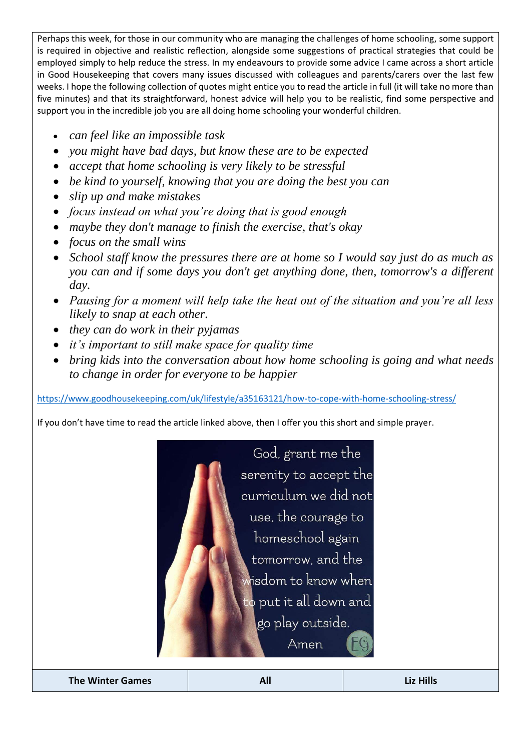Perhaps this week, for those in our community who are managing the challenges of home schooling, some support is required in objective and realistic reflection, alongside some suggestions of practical strategies that could be employed simply to help reduce the stress. In my endeavours to provide some advice I came across a short article in Good Housekeeping that covers many issues discussed with colleagues and parents/carers over the last few weeks. I hope the following collection of quotes might entice you to read the article in full (it will take no more than five minutes) and that its straightforward, honest advice will help you to be realistic, find some perspective and support you in the incredible job you are all doing home schooling your wonderful children.

- *can feel like an impossible task*
- *you might have bad days, but know these are to be expected*
- *accept that home schooling is very likely to be stressful*
- *be kind to yourself, knowing that you are doing the best you can*
- *slip up and make mistakes*
- *focus instead on what you're doing that is good enough*
- *maybe they don't manage to finish the exercise, that's okay*
- *focus on the small wins*
- *School staff know the pressures there are at home so I would say just do as much as you can and if some days you don't get anything done, then, tomorrow's a different day.*
- *Pausing for a moment will help take the heat out of the situation and you're all less likely to snap at each other.*
- *they can do work in their pyjamas*
- *it's important to still make space for quality time*
- *bring kids into the conversation about how home schooling is going and what needs to change in order for everyone to be happier*

https://www.goodhousekeeping.com/uk/lifestyle/a35163121/how-to-cope-with-home-schooling-stress/

If you don't have time to read the article linked above, then I offer you this short and simple prayer.

God, grant me the serenity to accept the curriculum we did not use, the courage to homeschool again tomorrow, and the wisdom to know when to put it all down and go play outside. Amen

| The Winter Games | All | Liz Hills |
|---|---|---|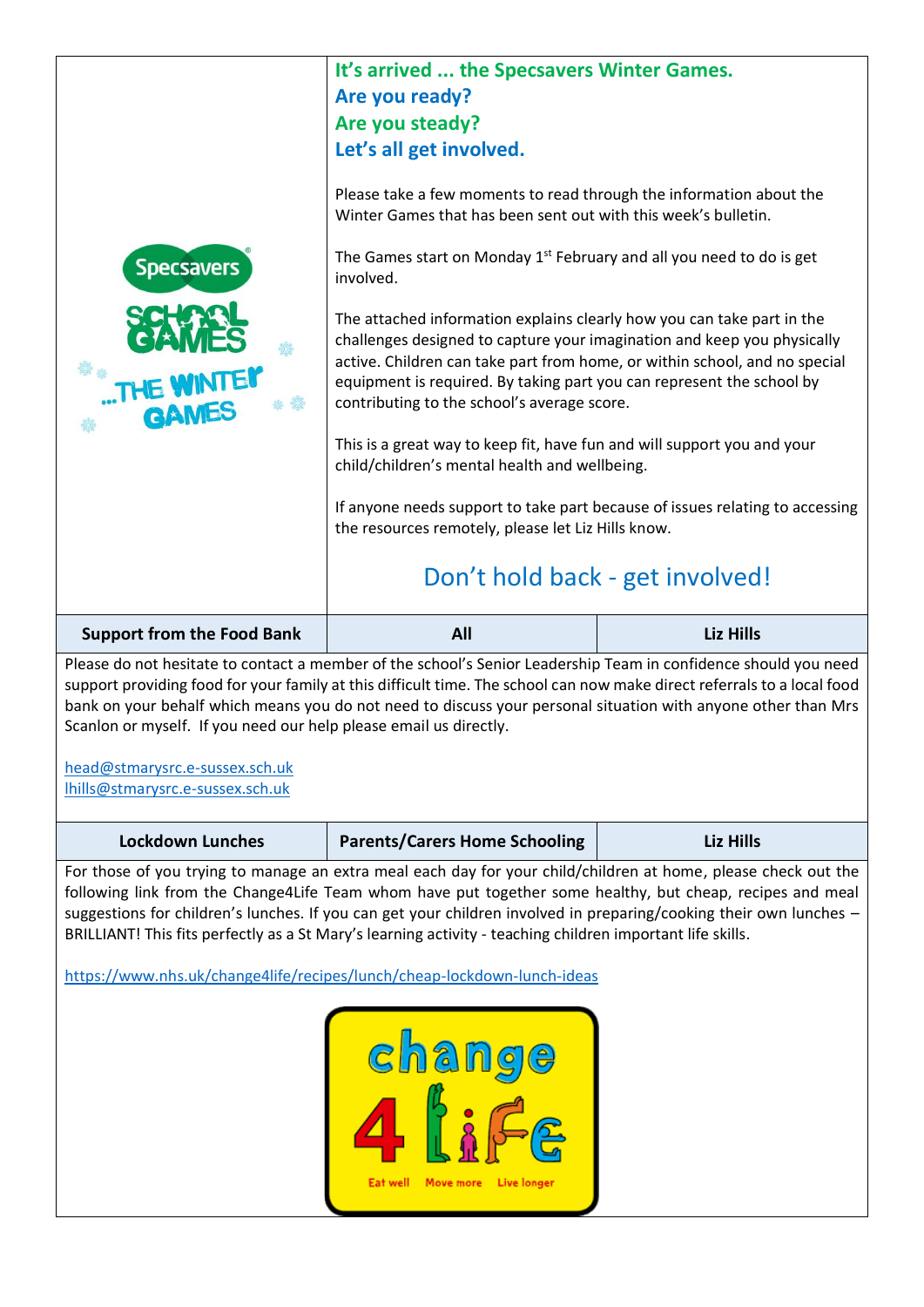**It's arrived ... the Specsavers Winter Games.**
**Are you ready?**
**Are you steady?**
**Let's all get involved.**

Please take a few moments to read through the information about the Winter Games that has been sent out with this week's bulletin.

The Games start on Monday 1st February and all you need to do is get involved.

The attached information explains clearly how you can take part in the challenges designed to capture your imagination and keep you physically active. Children can take part from home, or within school, and no special equipment is required. By taking part you can represent the school by contributing to the school's average score.

This is a great way to keep fit, have fun and will support you and your child/children's mental health and wellbeing.

If anyone needs support to take part because of issues relating to accessing the resources remotely, please let Liz Hills know.

## Don't hold back - get involved!

| Support from the Food Bank | All | Liz Hills |
|---|---|---|

Please do not hesitate to contact a member of the school's Senior Leadership Team in confidence should you need support providing food for your family at this difficult time. The school can now make direct referrals to a local food bank on your behalf which means you do not need to discuss your personal situation with anyone other than Mrs Scanlon or myself. If you need our help please email us directly.

head@stmarysrc.e-sussex.sch.uk
lhills@stmarysrc.e-sussex.sch.uk

| Lockdown Lunches | Parents/Carers Home Schooling | Liz Hills |
|---|---|---|

For those of you trying to manage an extra meal each day for your child/children at home, please check out the following link from the Change4Life Team whom have put together some healthy, but cheap, recipes and meal suggestions for children's lunches. If you can get your children involved in preparing/cooking their own lunches – BRILLIANT! This fits perfectly as a St Mary's learning activity - teaching children important life skills.

https://www.nhs.uk/change4life/recipes/lunch/cheap-lockdown-lunch-ideas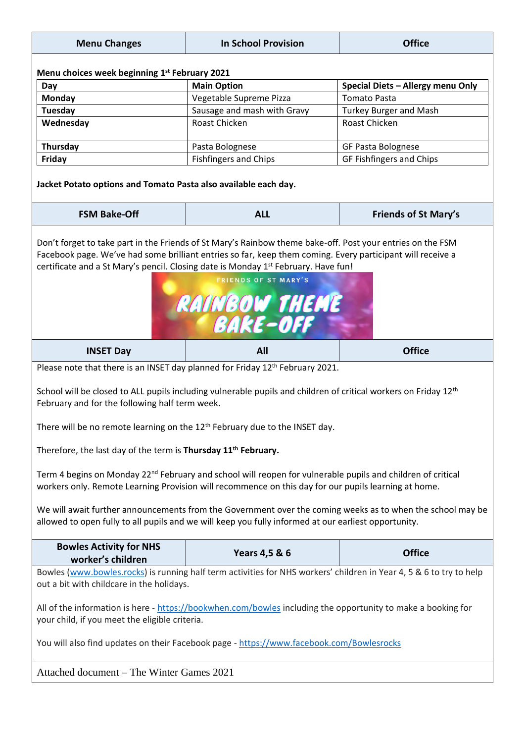| Menu Changes | In School Provision | Office |
|---|---|---|

**Menu choices week beginning 1st February 2021**

| Day | Main Option | Special Diets – Allergy menu Only |
|---|---|---|
| Monday | Vegetable Supreme Pizza | Tomato Pasta |
| Tuesday | Sausage and mash with Gravy | Turkey Burger and Mash |
| Wednesday | Roast Chicken | Roast Chicken |
| Thursday | Pasta Bolognese | GF Pasta Bolognese |
| Friday | Fishfingers and Chips | GF Fishfingers and Chips |

**Jacket Potato options and Tomato Pasta also available each day.**

| FSM Bake-Off | ALL | Friends of St Mary's |
|---|---|---|

Don't forget to take part in the Friends of St Mary's Rainbow theme bake-off. Post your entries on the FSM Facebook page. We've had some brilliant entries so far, keep them coming. Every participant will receive a certificate and a St Mary's pencil. Closing date is Monday 1st February. Have fun!

FRIENDS OF ST MARY'S

RAINBOW THEME BAKE-OFF

| INSET Day | All | Office |
|---|---|---|

Please note that there is an INSET day planned for Friday 12th February 2021.

School will be closed to ALL pupils including vulnerable pupils and children of critical workers on Friday 12th February and for the following half term week.

There will be no remote learning on the 12th February due to the INSET day.

Therefore, the last day of the term is **Thursday 11th February.**

Term 4 begins on Monday 22nd February and school will reopen for vulnerable pupils and children of critical workers only. Remote Learning Provision will recommence on this day for our pupils learning at home.

We will await further announcements from the Government over the coming weeks as to when the school may be allowed to open fully to all pupils and we will keep you fully informed at our earliest opportunity.

| Bowles Activity for NHS worker's children | Years 4,5 & 6 | Office |
|---|---|---|

Bowles (www.bowles.rocks) is running half term activities for NHS workers' children in Year 4, 5 & 6 to try to help out a bit with childcare in the holidays.

All of the information is here - https://bookwhen.com/bowles including the opportunity to make a booking for your child, if you meet the eligible criteria.

You will also find updates on their Facebook page - https://www.facebook.com/Bowlesrocks

Attached document – The Winter Games 2021